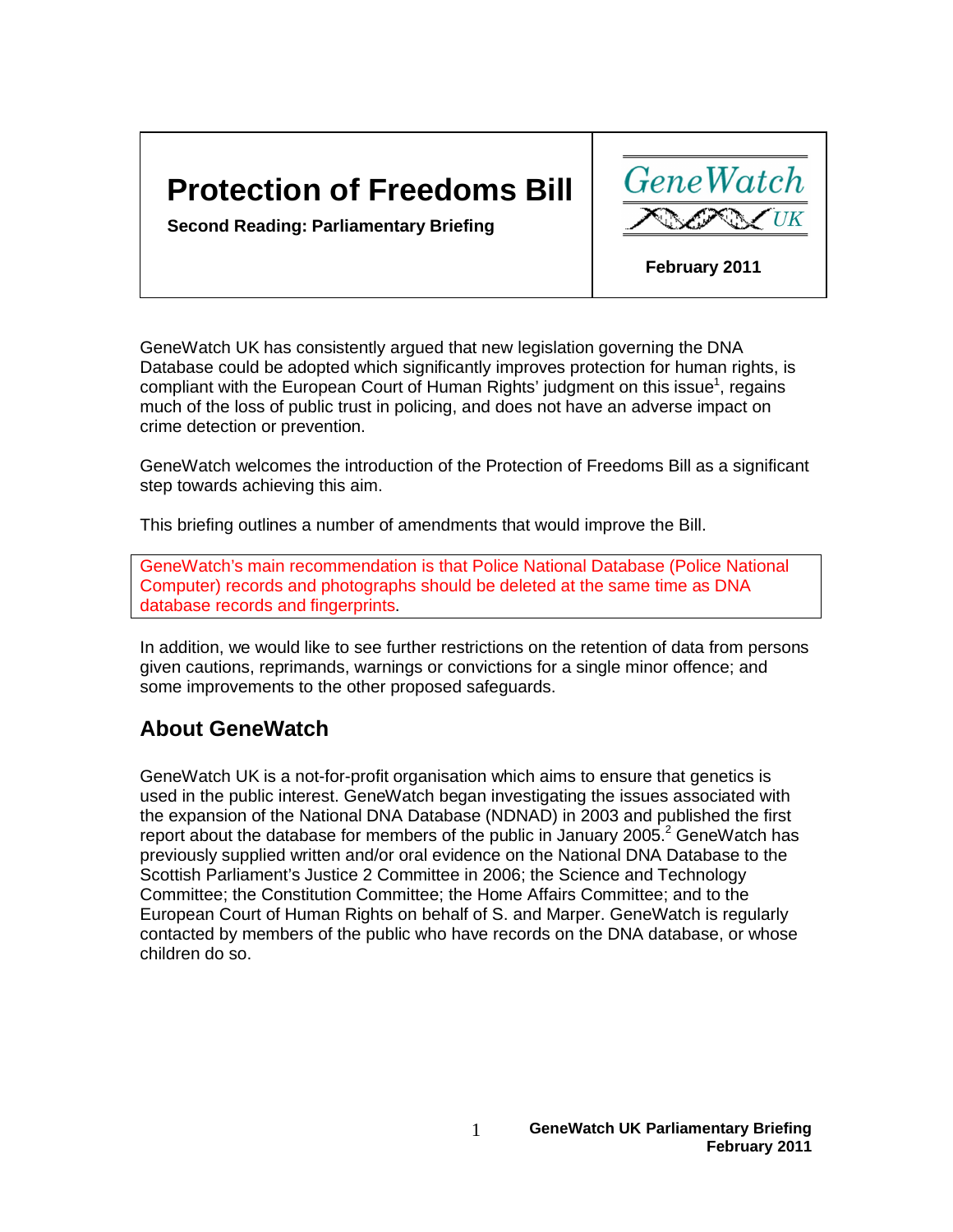# Protection of Freedoms Bill

**Second Reading: Parliamentary Briefing**

GeneWatch UK

**February 2011**

GeneWatch UK has consistently argued that new legislation governing the DNA Database could be adopted which significantly improves protection for human rights, is compliant with the European Court of Human Rights' judgment on this issue[1], regains much of the loss of public trust in policing, and does not have an adverse impact on crime detection or prevention.

GeneWatch welcomes the introduction of the Protection of Freedoms Bill as a significant step towards achieving this aim.

This briefing outlines a number of amendments that would improve the Bill.

GeneWatch's main recommendation is that Police National Database (Police National Computer) records and photographs should be deleted at the same time as DNA database records and fingerprints.

In addition, we would like to see further restrictions on the retention of data from persons given cautions, reprimands, warnings or convictions for a single minor offence; and some improvements to the other proposed safeguards.

## About GeneWatch

GeneWatch UK is a not-for-profit organisation which aims to ensure that genetics is used in the public interest. GeneWatch began investigating the issues associated with the expansion of the National DNA Database (NDNAD) in 2003 and published the first report about the database for members of the public in January 2005.[2] GeneWatch has previously supplied written and/or oral evidence on the National DNA Database to the Scottish Parliament's Justice 2 Committee in 2006; the Science and Technology Committee; the Constitution Committee; the Home Affairs Committee; and to the European Court of Human Rights on behalf of S. and Marper. GeneWatch is regularly contacted by members of the public who have records on the DNA database, or whose children do so.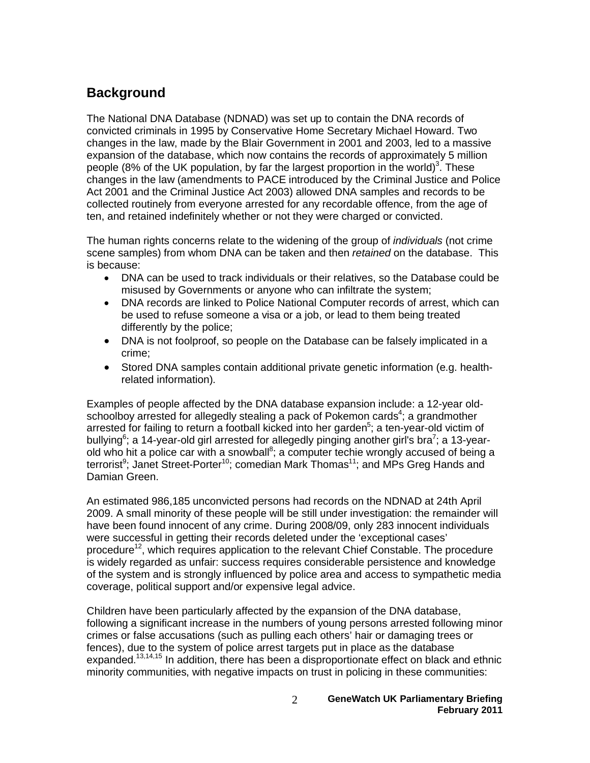## Background

The National DNA Database (NDNAD) was set up to contain the DNA records of convicted criminals in 1995 by Conservative Home Secretary Michael Howard. Two changes in the law, made by the Blair Government in 2001 and 2003, led to a massive expansion of the database, which now contains the records of approximately 5 million people (8% of the UK population, by far the largest proportion in the world)[3]. These changes in the law (amendments to PACE introduced by the Criminal Justice and Police Act 2001 and the Criminal Justice Act 2003) allowed DNA samples and records to be collected routinely from everyone arrested for any recordable offence, from the age of ten, and retained indefinitely whether or not they were charged or convicted.

The human rights concerns relate to the widening of the group of *individuals* (not crime scene samples) from whom DNA can be taken and then *retained* on the database. This is because:

- DNA can be used to track individuals or their relatives, so the Database could be misused by Governments or anyone who can infiltrate the system;
- DNA records are linked to Police National Computer records of arrest, which can be used to refuse someone a visa or a job, or lead to them being treated differently by the police;
- DNA is not foolproof, so people on the Database can be falsely implicated in a crime;
- Stored DNA samples contain additional private genetic information (e.g. health-related information).

Examples of people affected by the DNA database expansion include: a 12-year old-schoolboy arrested for allegedly stealing a pack of Pokemon cards[4]; a grandmother arrested for failing to return a football kicked into her garden[5]; a ten-year-old victim of bullying[6]; a 14-year-old girl arrested for allegedly pinging another girl's bra[7]; a 13-year-old who hit a police car with a snowball[8]; a computer techie wrongly accused of being a terrorist[9]; Janet Street-Porter[10]; comedian Mark Thomas[11]; and MPs Greg Hands and Damian Green.

An estimated 986,185 unconvicted persons had records on the NDNAD at 24th April 2009. A small minority of these people will be still under investigation: the remainder will have been found innocent of any crime. During 2008/09, only 283 innocent individuals were successful in getting their records deleted under the ‘exceptional cases’ procedure[12], which requires application to the relevant Chief Constable. The procedure is widely regarded as unfair: success requires considerable persistence and knowledge of the system and is strongly influenced by police area and access to sympathetic media coverage, political support and/or expensive legal advice.

Children have been particularly affected by the expansion of the DNA database, following a significant increase in the numbers of young persons arrested following minor crimes or false accusations (such as pulling each others’ hair or damaging trees or fences), due to the system of police arrest targets put in place as the database expanded.[13,14,15] In addition, there has been a disproportionate effect on black and ethnic minority communities, with negative impacts on trust in policing in these communities: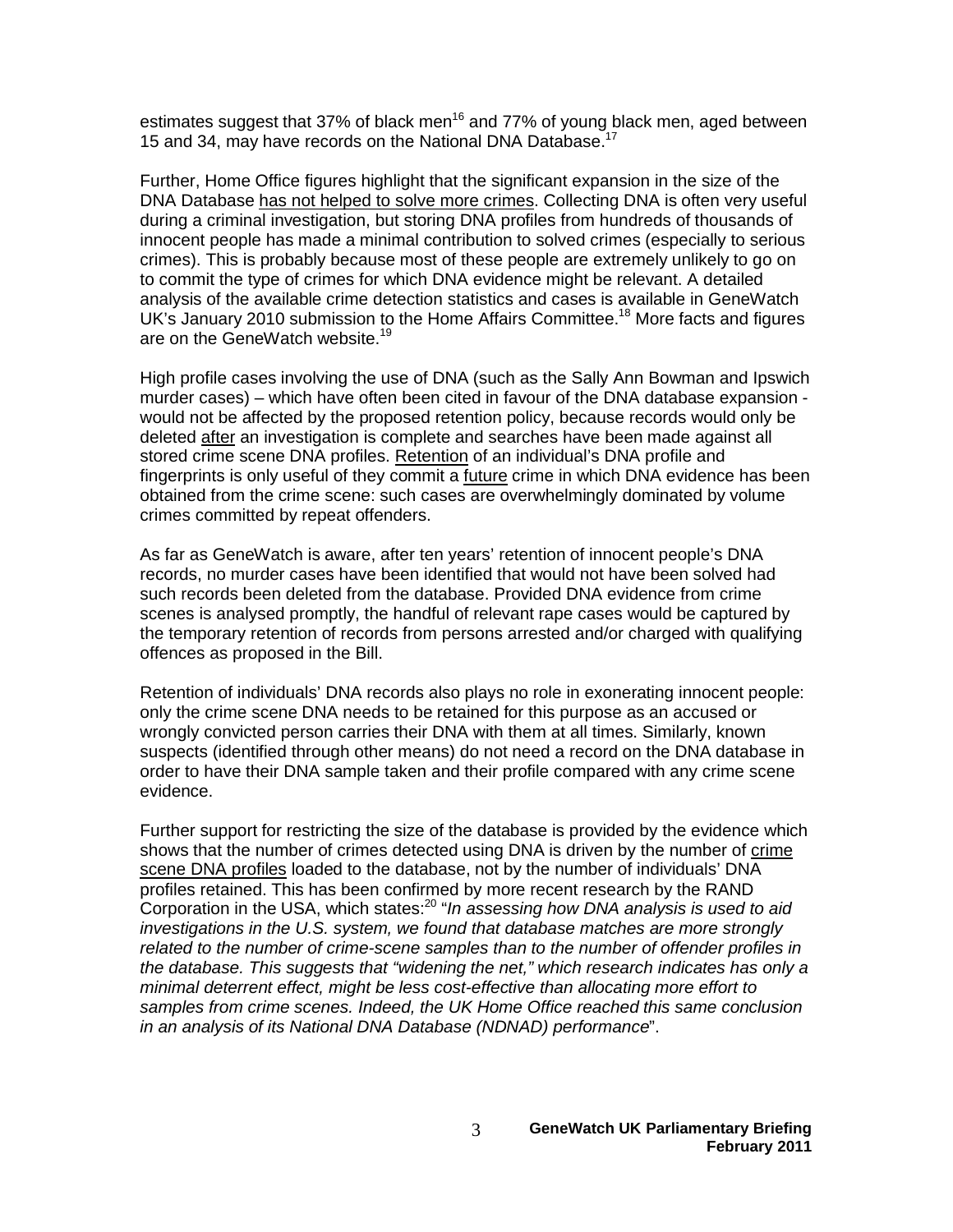estimates suggest that 37% of black men[16] and 77% of young black men, aged between 15 and 34, may have records on the National DNA Database.[17]

Further, Home Office figures highlight that the significant expansion in the size of the DNA Database has not helped to solve more crimes. Collecting DNA is often very useful during a criminal investigation, but storing DNA profiles from hundreds of thousands of innocent people has made a minimal contribution to solved crimes (especially to serious crimes). This is probably because most of these people are extremely unlikely to go on to commit the type of crimes for which DNA evidence might be relevant. A detailed analysis of the available crime detection statistics and cases is available in GeneWatch UK's January 2010 submission to the Home Affairs Committee.[18] More facts and figures are on the GeneWatch website.[19]

High profile cases involving the use of DNA (such as the Sally Ann Bowman and Ipswich murder cases) – which have often been cited in favour of the DNA database expansion - would not be affected by the proposed retention policy, because records would only be deleted after an investigation is complete and searches have been made against all stored crime scene DNA profiles. Retention of an individual's DNA profile and fingerprints is only useful of they commit a future crime in which DNA evidence has been obtained from the crime scene: such cases are overwhelmingly dominated by volume crimes committed by repeat offenders.

As far as GeneWatch is aware, after ten years' retention of innocent people's DNA records, no murder cases have been identified that would not have been solved had such records been deleted from the database. Provided DNA evidence from crime scenes is analysed promptly, the handful of relevant rape cases would be captured by the temporary retention of records from persons arrested and/or charged with qualifying offences as proposed in the Bill.

Retention of individuals' DNA records also plays no role in exonerating innocent people: only the crime scene DNA needs to be retained for this purpose as an accused or wrongly convicted person carries their DNA with them at all times. Similarly, known suspects (identified through other means) do not need a record on the DNA database in order to have their DNA sample taken and their profile compared with any crime scene evidence.

Further support for restricting the size of the database is provided by the evidence which shows that the number of crimes detected using DNA is driven by the number of crime scene DNA profiles loaded to the database, not by the number of individuals' DNA profiles retained. This has been confirmed by more recent research by the RAND Corporation in the USA, which states:[20] "*In assessing how DNA analysis is used to aid investigations in the U.S. system, we found that database matches are more strongly related to the number of crime-scene samples than to the number of offender profiles in the database. This suggests that "widening the net," which research indicates has only a minimal deterrent effect, might be less cost-effective than allocating more effort to samples from crime scenes. Indeed, the UK Home Office reached this same conclusion in an analysis of its National DNA Database (NDNAD) performance*".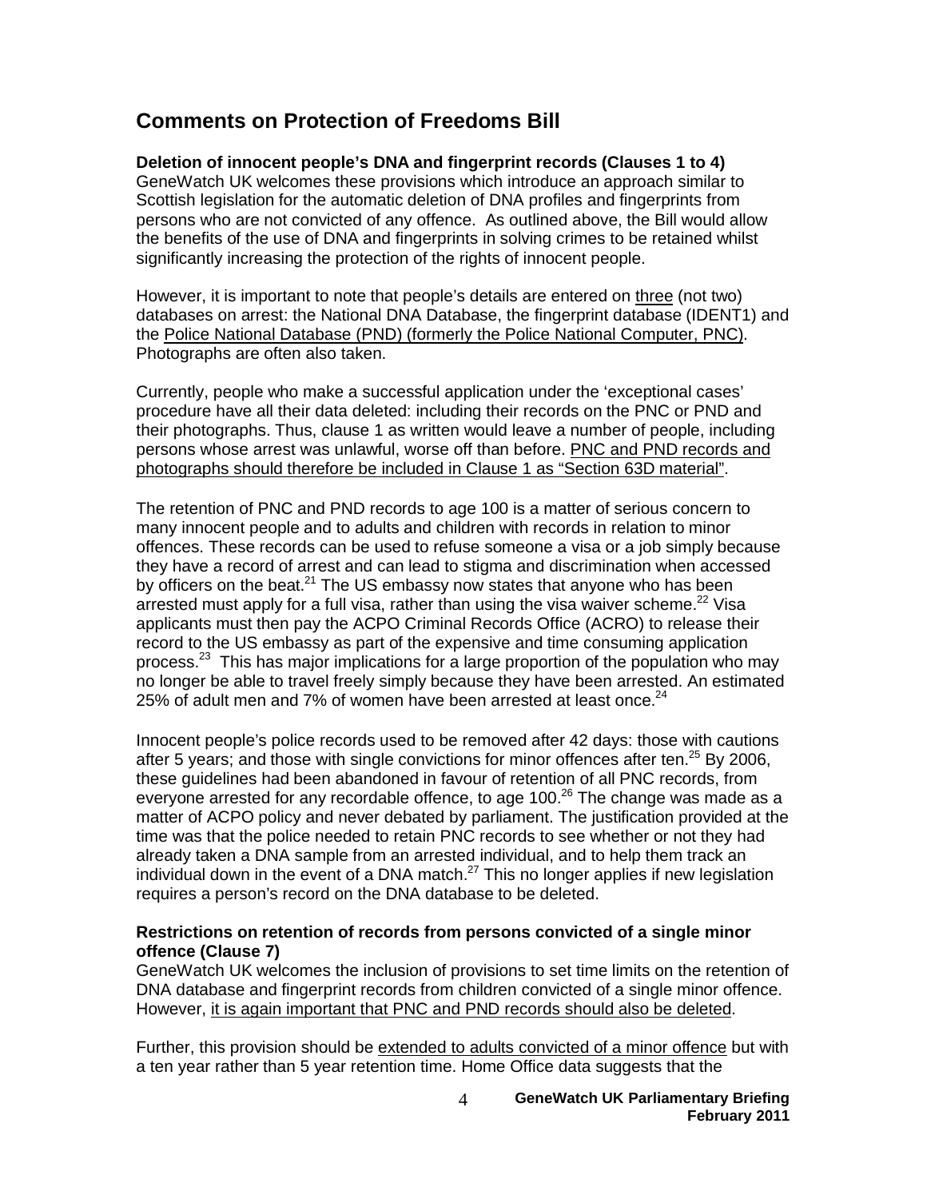## Comments on Protection of Freedoms Bill

**Deletion of innocent people's DNA and fingerprint records (Clauses 1 to 4)**
GeneWatch UK welcomes these provisions which introduce an approach similar to Scottish legislation for the automatic deletion of DNA profiles and fingerprints from persons who are not convicted of any offence. As outlined above, the Bill would allow the benefits of the use of DNA and fingerprints in solving crimes to be retained whilst significantly increasing the protection of the rights of innocent people.

However, it is important to note that people's details are entered on three (not two) databases on arrest: the National DNA Database, the fingerprint database (IDENT1) and the Police National Database (PND) (formerly the Police National Computer, PNC). Photographs are often also taken.

Currently, people who make a successful application under the 'exceptional cases' procedure have all their data deleted: including their records on the PNC or PND and their photographs. Thus, clause 1 as written would leave a number of people, including persons whose arrest was unlawful, worse off than before. PNC and PND records and photographs should therefore be included in Clause 1 as "Section 63D material".

The retention of PNC and PND records to age 100 is a matter of serious concern to many innocent people and to adults and children with records in relation to minor offences. These records can be used to refuse someone a visa or a job simply because they have a record of arrest and can lead to stigma and discrimination when accessed by officers on the beat.[21] The US embassy now states that anyone who has been arrested must apply for a full visa, rather than using the visa waiver scheme.[22] Visa applicants must then pay the ACPO Criminal Records Office (ACRO) to release their record to the US embassy as part of the expensive and time consuming application process.[23] This has major implications for a large proportion of the population who may no longer be able to travel freely simply because they have been arrested. An estimated 25% of adult men and 7% of women have been arrested at least once.[24]

Innocent people's police records used to be removed after 42 days: those with cautions after 5 years; and those with single convictions for minor offences after ten.[25] By 2006, these guidelines had been abandoned in favour of retention of all PNC records, from everyone arrested for any recordable offence, to age 100.[26] The change was made as a matter of ACPO policy and never debated by parliament. The justification provided at the time was that the police needed to retain PNC records to see whether or not they had already taken a DNA sample from an arrested individual, and to help them track an individual down in the event of a DNA match.[27] This no longer applies if new legislation requires a person's record on the DNA database to be deleted.

**Restrictions on retention of records from persons convicted of a single minor offence (Clause 7)**
GeneWatch UK welcomes the inclusion of provisions to set time limits on the retention of DNA database and fingerprint records from children convicted of a single minor offence. However, it is again important that PNC and PND records should also be deleted.

Further, this provision should be extended to adults convicted of a minor offence but with a ten year rather than 5 year retention time. Home Office data suggests that the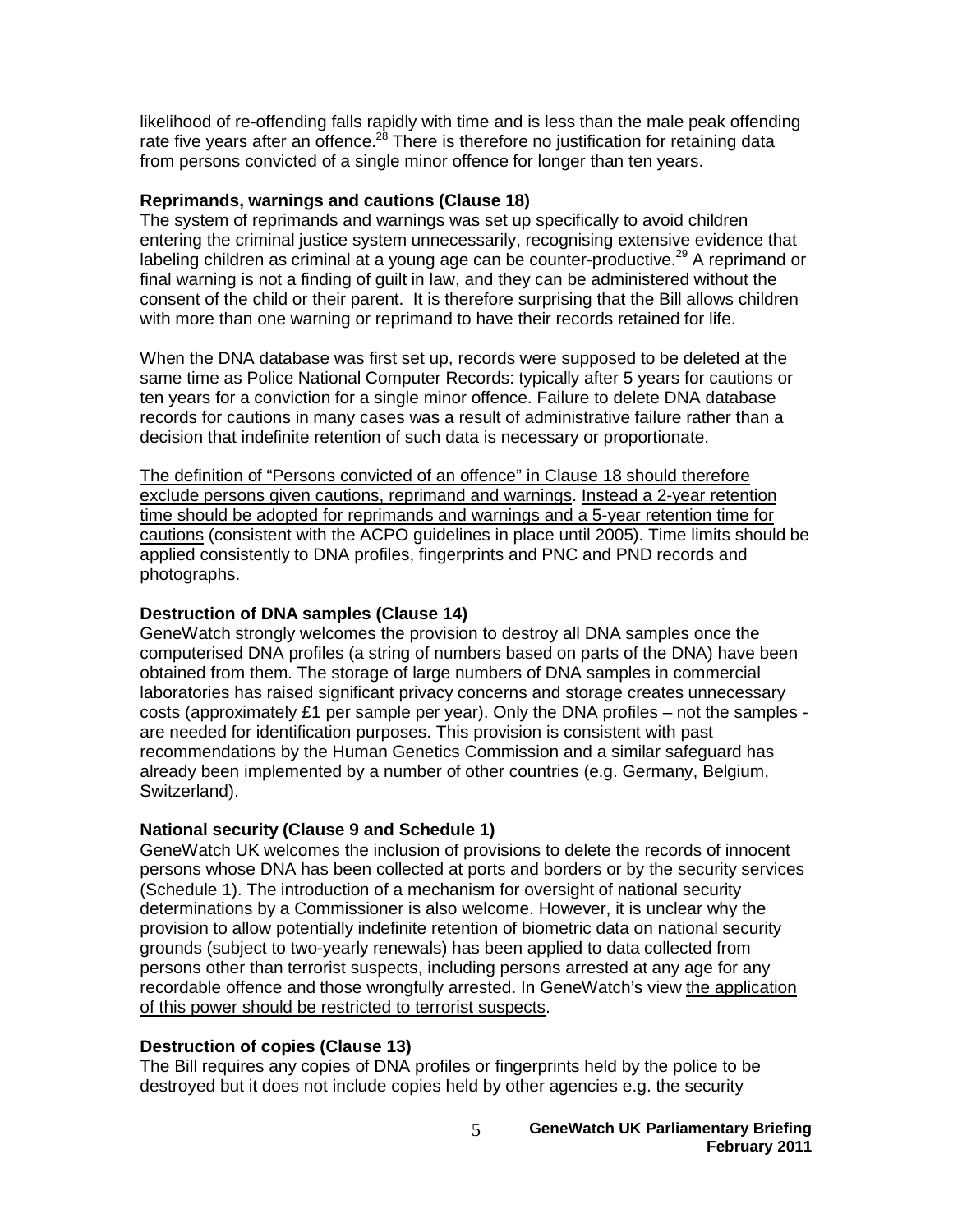likelihood of re-offending falls rapidly with time and is less than the male peak offending rate five years after an offence.[28] There is therefore no justification for retaining data from persons convicted of a single minor offence for longer than ten years.

**Reprimands, warnings and cautions (Clause 18)**

The system of reprimands and warnings was set up specifically to avoid children entering the criminal justice system unnecessarily, recognising extensive evidence that labeling children as criminal at a young age can be counter-productive.[29] A reprimand or final warning is not a finding of guilt in law, and they can be administered without the consent of the child or their parent. It is therefore surprising that the Bill allows children with more than one warning or reprimand to have their records retained for life.

When the DNA database was first set up, records were supposed to be deleted at the same time as Police National Computer Records: typically after 5 years for cautions or ten years for a conviction for a single minor offence. Failure to delete DNA database records for cautions in many cases was a result of administrative failure rather than a decision that indefinite retention of such data is necessary or proportionate.

<u>The definition of "Persons convicted of an offence" in Clause 18 should therefore exclude persons given cautions, reprimand and warnings</u>. <u>Instead a 2-year retention time should be adopted for reprimands and warnings and a 5-year retention time for cautions</u> (consistent with the ACPO guidelines in place until 2005). Time limits should be applied consistently to DNA profiles, fingerprints and PNC and PND records and photographs.

**Destruction of DNA samples (Clause 14)**

GeneWatch strongly welcomes the provision to destroy all DNA samples once the computerised DNA profiles (a string of numbers based on parts of the DNA) have been obtained from them. The storage of large numbers of DNA samples in commercial laboratories has raised significant privacy concerns and storage creates unnecessary costs (approximately £1 per sample per year). Only the DNA profiles – not the samples - are needed for identification purposes. This provision is consistent with past recommendations by the Human Genetics Commission and a similar safeguard has already been implemented by a number of other countries (e.g. Germany, Belgium, Switzerland).

**National security (Clause 9 and Schedule 1)**

GeneWatch UK welcomes the inclusion of provisions to delete the records of innocent persons whose DNA has been collected at ports and borders or by the security services (Schedule 1). The introduction of a mechanism for oversight of national security determinations by a Commissioner is also welcome. However, it is unclear why the provision to allow potentially indefinite retention of biometric data on national security grounds (subject to two-yearly renewals) has been applied to data collected from persons other than terrorist suspects, including persons arrested at any age for any recordable offence and those wrongfully arrested. In GeneWatch's view <u>the application of this power should be restricted to terrorist suspects</u>.

**Destruction of copies (Clause 13)**

The Bill requires any copies of DNA profiles or fingerprints held by the police to be destroyed but it does not include copies held by other agencies e.g. the security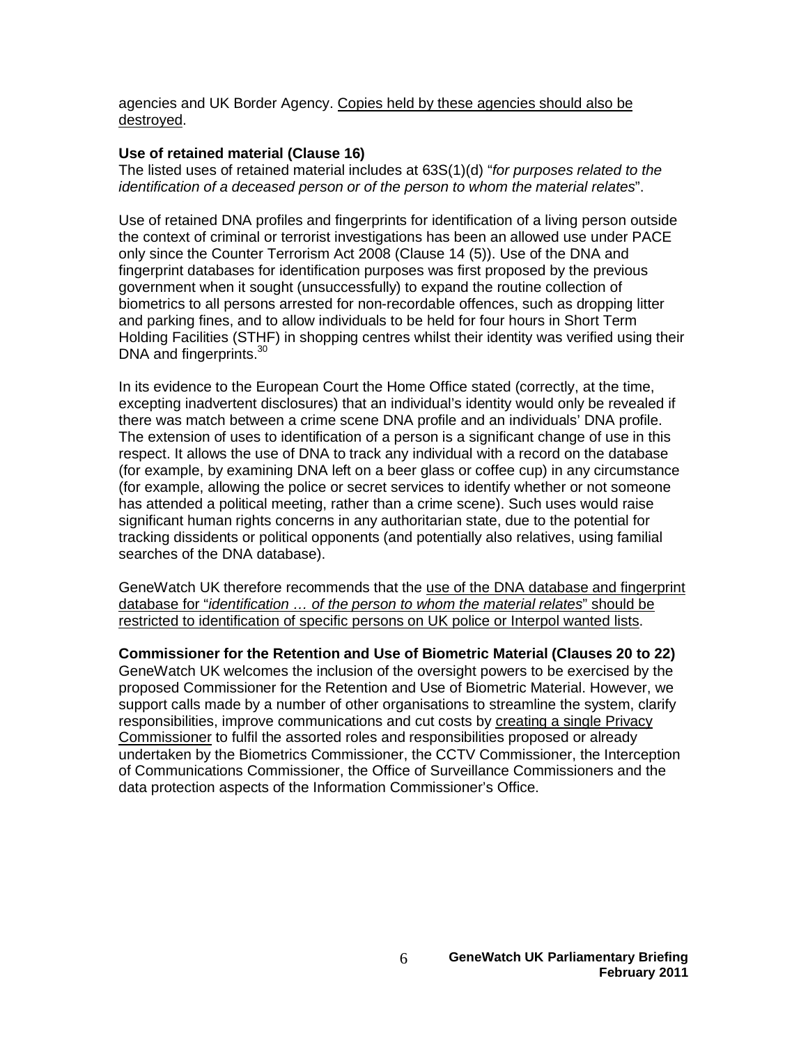agencies and UK Border Agency. <u>Copies held by these agencies should also be destroyed</u>.

**Use of retained material (Clause 16)**

The listed uses of retained material includes at 63S(1)(d) "*for purposes related to the identification of a deceased person or of the person to whom the material relates*".

Use of retained DNA profiles and fingerprints for identification of a living person outside the context of criminal or terrorist investigations has been an allowed use under PACE only since the Counter Terrorism Act 2008 (Clause 14 (5)). Use of the DNA and fingerprint databases for identification purposes was first proposed by the previous government when it sought (unsuccessfully) to expand the routine collection of biometrics to all persons arrested for non-recordable offences, such as dropping litter and parking fines, and to allow individuals to be held for four hours in Short Term Holding Facilities (STHF) in shopping centres whilst their identity was verified using their DNA and fingerprints.[30]

In its evidence to the European Court the Home Office stated (correctly, at the time, excepting inadvertent disclosures) that an individual's identity would only be revealed if there was match between a crime scene DNA profile and an individuals' DNA profile. The extension of uses to identification of a person is a significant change of use in this respect. It allows the use of DNA to track any individual with a record on the database (for example, by examining DNA left on a beer glass or coffee cup) in any circumstance (for example, allowing the police or secret services to identify whether or not someone has attended a political meeting, rather than a crime scene). Such uses would raise significant human rights concerns in any authoritarian state, due to the potential for tracking dissidents or political opponents (and potentially also relatives, using familial searches of the DNA database).

GeneWatch UK therefore recommends that the <u>use of the DNA database and fingerprint database for "*identification … of the person to whom the material relates*" should be restricted to identification of specific persons on UK police or Interpol wanted lists</u>.

**Commissioner for the Retention and Use of Biometric Material (Clauses 20 to 22)**

GeneWatch UK welcomes the inclusion of the oversight powers to be exercised by the proposed Commissioner for the Retention and Use of Biometric Material. However, we support calls made by a number of other organisations to streamline the system, clarify responsibilities, improve communications and cut costs by <u>creating a single Privacy Commissioner</u> to fulfil the assorted roles and responsibilities proposed or already undertaken by the Biometrics Commissioner, the CCTV Commissioner, the Interception of Communications Commissioner, the Office of Surveillance Commissioners and the data protection aspects of the Information Commissioner's Office.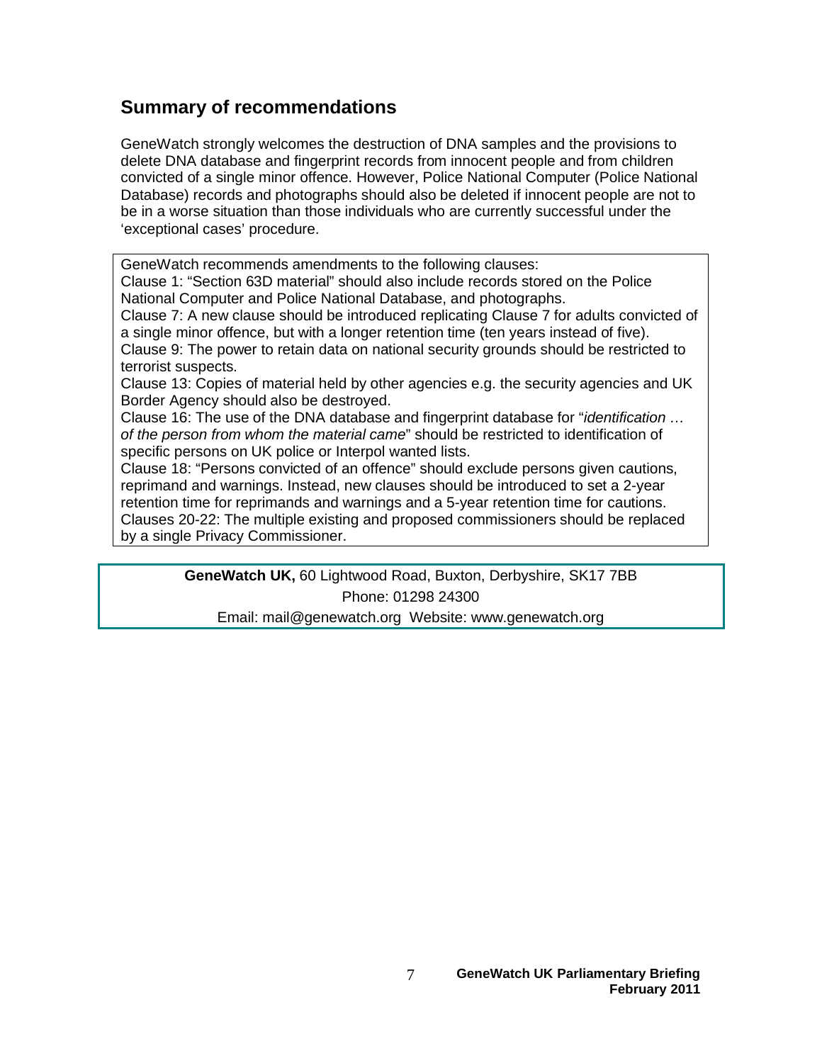## Summary of recommendations

GeneWatch strongly welcomes the destruction of DNA samples and the provisions to delete DNA database and fingerprint records from innocent people and from children convicted of a single minor offence. However, Police National Computer (Police National Database) records and photographs should also be deleted if innocent people are not to be in a worse situation than those individuals who are currently successful under the 'exceptional cases' procedure.

GeneWatch recommends amendments to the following clauses:
Clause 1: "Section 63D material" should also include records stored on the Police National Computer and Police National Database, and photographs.
Clause 7: A new clause should be introduced replicating Clause 7 for adults convicted of a single minor offence, but with a longer retention time (ten years instead of five).
Clause 9: The power to retain data on national security grounds should be restricted to terrorist suspects.
Clause 13: Copies of material held by other agencies e.g. the security agencies and UK Border Agency should also be destroyed.
Clause 16: The use of the DNA database and fingerprint database for "*identification … of the person from whom the material came*" should be restricted to identification of specific persons on UK police or Interpol wanted lists.
Clause 18: "Persons convicted of an offence" should exclude persons given cautions, reprimand and warnings. Instead, new clauses should be introduced to set a 2-year retention time for reprimands and warnings and a 5-year retention time for cautions.
Clauses 20-22: The multiple existing and proposed commissioners should be replaced by a single Privacy Commissioner.

**GeneWatch UK,** 60 Lightwood Road, Buxton, Derbyshire, SK17 7BB
Phone: 01298 24300
Email: mail@genewatch.org Website: www.genewatch.org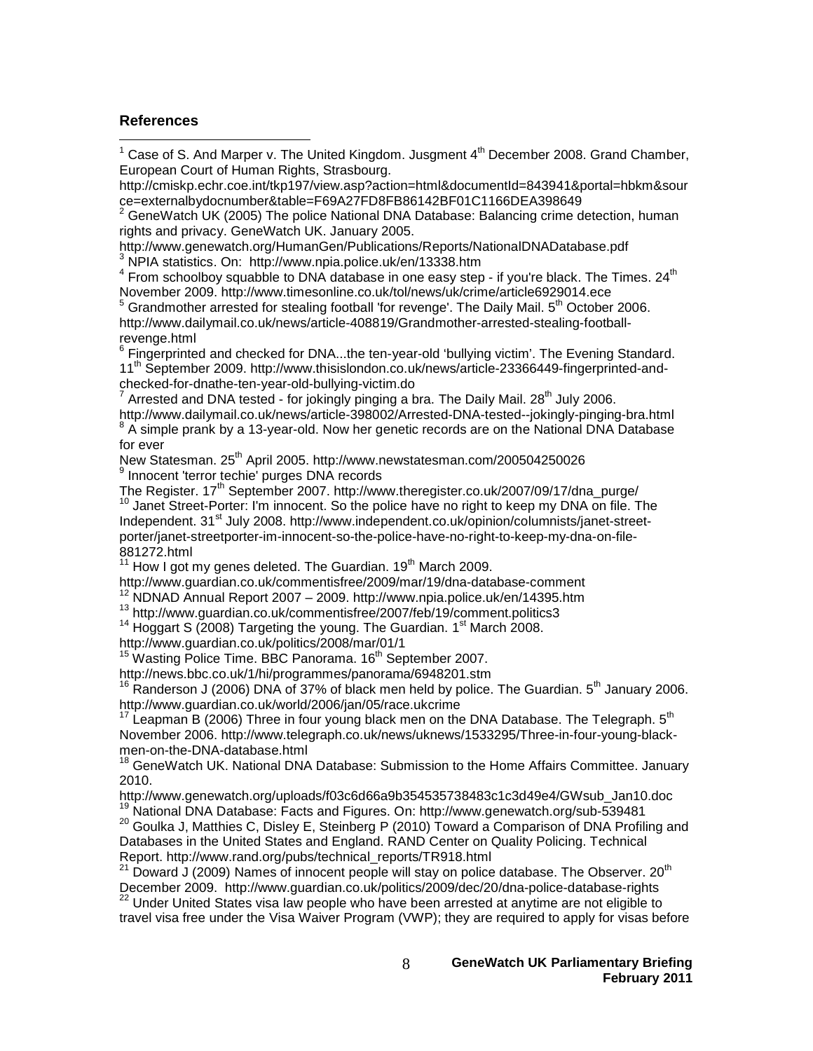## References

[1] Case of S. And Marper v. The United Kingdom. Jusgment 4th December 2008. Grand Chamber, European Court of Human Rights, Strasbourg. http://cmiskp.echr.coe.int/tkp197/view.asp?action=html&documentId=843941&portal=hbkm&source=externalbydocnumber&table=F69A27FD8FB86142BF01C1166DEA398649

[2] GeneWatch UK (2005) The police National DNA Database: Balancing crime detection, human rights and privacy. GeneWatch UK. January 2005. http://www.genewatch.org/HumanGen/Publications/Reports/NationalDNADatabase.pdf

[3] NPIA statistics. On: http://www.npia.police.uk/en/13338.htm

[4] From schoolboy squabble to DNA database in one easy step - if you're black. The Times. 24th November 2009. http://www.timesonline.co.uk/tol/news/uk/crime/article6929014.ece

[5] Grandmother arrested for stealing football 'for revenge'. The Daily Mail. 5th October 2006. http://www.dailymail.co.uk/news/article-408819/Grandmother-arrested-stealing-football-revenge.html

[6] Fingerprinted and checked for DNA...the ten-year-old 'bullying victim'. The Evening Standard. 11th September 2009. http://www.thisislondon.co.uk/news/article-23366449-fingerprinted-and-checked-for-dnathe-ten-year-old-bullying-victim.do

[7] Arrested and DNA tested - for jokingly pinging a bra. The Daily Mail. 28th July 2006. http://www.dailymail.co.uk/news/article-398002/Arrested-DNA-tested--jokingly-pinging-bra.html

[8] A simple prank by a 13-year-old. Now her genetic records are on the National DNA Database for ever New Statesman. 25th April 2005. http://www.newstatesman.com/200504250026

[9] Innocent 'terror techie' purges DNA records The Register. 17th September 2007. http://www.theregister.co.uk/2007/09/17/dna_purge/

[10] Janet Street-Porter: I'm innocent. So the police have no right to keep my DNA on file. The Independent. 31st July 2008. http://www.independent.co.uk/opinion/columnists/janet-street-porter/janet-streetporter-im-innocent-so-the-police-have-no-right-to-keep-my-dna-on-file-881272.html

[11] How I got my genes deleted. The Guardian. 19th March 2009. http://www.guardian.co.uk/commentisfree/2009/mar/19/dna-database-comment

[12] NDNAD Annual Report 2007 – 2009. http://www.npia.police.uk/en/14395.htm

[13] http://www.guardian.co.uk/commentisfree/2007/feb/19/comment.politics3

[14] Hoggart S (2008) Targeting the young. The Guardian. 1st March 2008. http://www.guardian.co.uk/politics/2008/mar/01/1

[15] Wasting Police Time. BBC Panorama. 16th September 2007. http://news.bbc.co.uk/1/hi/programmes/panorama/6948201.stm

[16] Randerson J (2006) DNA of 37% of black men held by police. The Guardian. 5th January 2006. http://www.guardian.co.uk/world/2006/jan/05/race.ukcrime

[17] Leapman B (2006) Three in four young black men on the DNA Database. The Telegraph. 5th November 2006. http://www.telegraph.co.uk/news/uknews/1533295/Three-in-four-young-black-men-on-the-DNA-database.html

[18] GeneWatch UK. National DNA Database: Submission to the Home Affairs Committee. January 2010. http://www.genewatch.org/uploads/f03c6d66a9b354535738483c1c3d49e4/GWsub_Jan10.doc

[19] National DNA Database: Facts and Figures. On: http://www.genewatch.org/sub-539481

[20] Goulka J, Matthies C, Disley E, Steinberg P (2010) Toward a Comparison of DNA Profiling and Databases in the United States and England. RAND Center on Quality Policing. Technical Report. http://www.rand.org/pubs/technical_reports/TR918.html

[21] Doward J (2009) Names of innocent people will stay on police database. The Observer. 20th December 2009. http://www.guardian.co.uk/politics/2009/dec/20/dna-police-database-rights

[22] Under United States visa law people who have been arrested at anytime are not eligible to travel visa free under the Visa Waiver Program (VWP); they are required to apply for visas before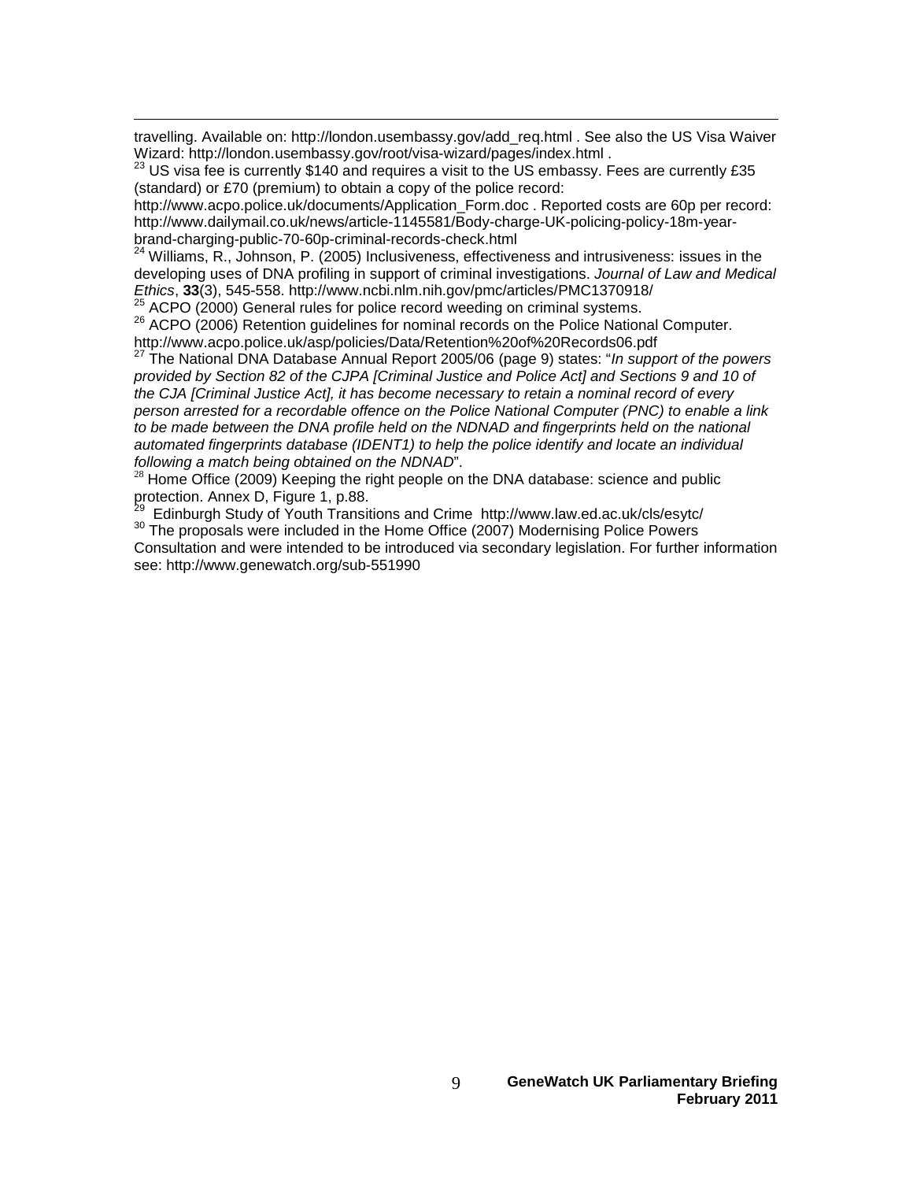travelling. Available on: http://london.usembassy.gov/add_req.html . See also the US Visa Waiver Wizard: http://london.usembassy.gov/root/visa-wizard/pages/index.html .

[23] US visa fee is currently $140 and requires a visit to the US embassy. Fees are currently £35 (standard) or £70 (premium) to obtain a copy of the police record: http://www.acpo.police.uk/documents/Application_Form.doc . Reported costs are 60p per record: http://www.dailymail.co.uk/news/article-1145581/Body-charge-UK-policing-policy-18m-year-brand-charging-public-70-60p-criminal-records-check.html

[24] Williams, R., Johnson, P. (2005) Inclusiveness, effectiveness and intrusiveness: issues in the developing uses of DNA profiling in support of criminal investigations. *Journal of Law and Medical Ethics*, **33**(3), 545-558. http://www.ncbi.nlm.nih.gov/pmc/articles/PMC1370918/

[25] ACPO (2000) General rules for police record weeding on criminal systems.

[26] ACPO (2006) Retention guidelines for nominal records on the Police National Computer. http://www.acpo.police.uk/asp/policies/Data/Retention%20of%20Records06.pdf

[27] The National DNA Database Annual Report 2005/06 (page 9) states: "*In support of the powers provided by Section 82 of the CJPA [Criminal Justice and Police Act] and Sections 9 and 10 of the CJA [Criminal Justice Act], it has become necessary to retain a nominal record of every person arrested for a recordable offence on the Police National Computer (PNC) to enable a link to be made between the DNA profile held on the NDNAD and fingerprints held on the national automated fingerprints database (IDENT1) to help the police identify and locate an individual following a match being obtained on the NDNAD*".

[28] Home Office (2009) Keeping the right people on the DNA database: science and public protection. Annex D, Figure 1, p.88.

[29] Edinburgh Study of Youth Transitions and Crime http://www.law.ed.ac.uk/cls/esytc/

[30] The proposals were included in the Home Office (2007) Modernising Police Powers Consultation and were intended to be introduced via secondary legislation. For further information see: http://www.genewatch.org/sub-551990